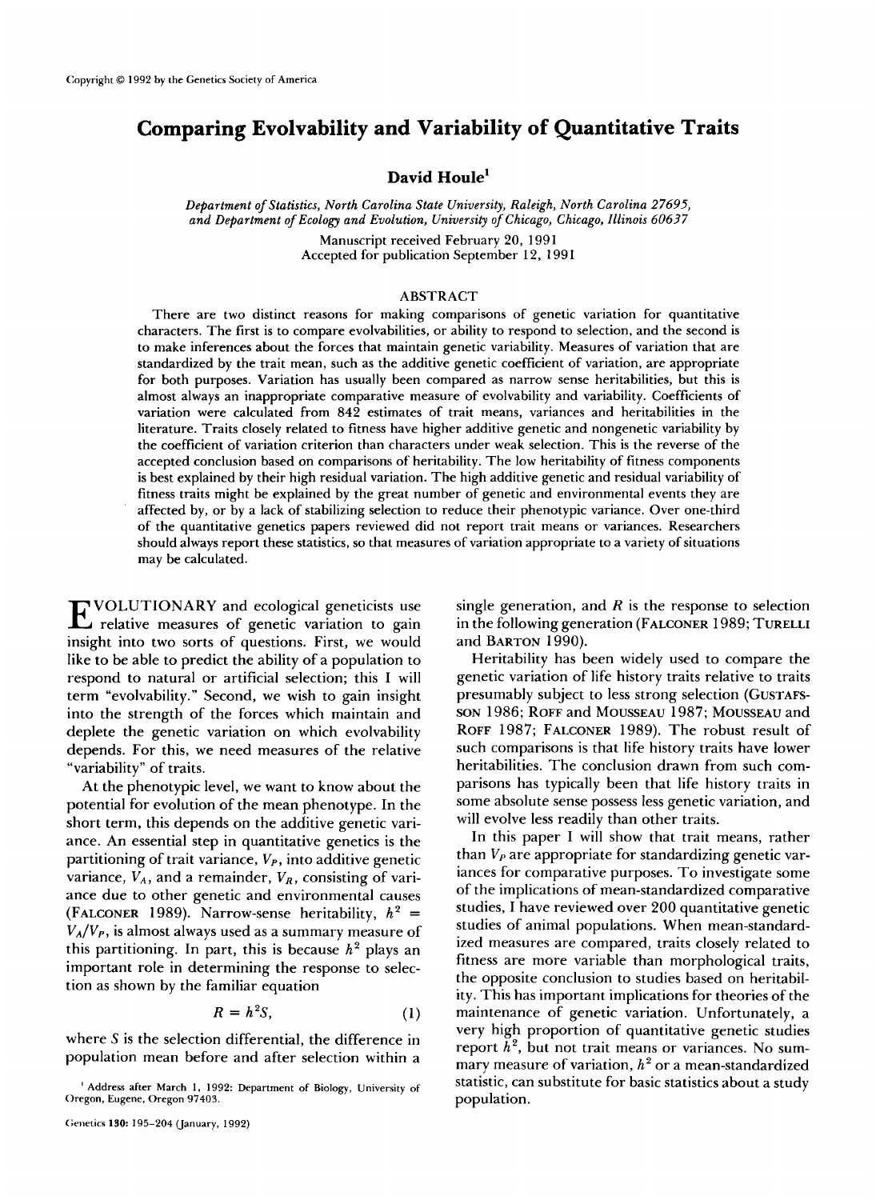# Comparing Evolvability and Variability of Quantitative Traits

**David Houle[1]**

*Department of Statistics, North Carolina State University, Raleigh, North Carolina 27695, and Department of Ecology and Evolution, University of Chicago, Chicago, Illinois 60637*

Manuscript received February 20, 1991
Accepted for publication September 12, 1991

## ABSTRACT

There are two distinct reasons for making comparisons of genetic variation for quantitative characters. The first is to compare evolvabilities, or ability to respond to selection, and the second is to make inferences about the forces that maintain genetic variability. Measures of variation that are standardized by the trait mean, such as the additive genetic coefficient of variation, are appropriate for both purposes. Variation has usually been compared as narrow sense heritabilities, but this is almost always an inappropriate comparative measure of evolvability and variability. Coefficients of variation were calculated from 842 estimates of trait means, variances and heritabilities in the literature. Traits closely related to fitness have higher additive genetic and nongenetic variability by the coefficient of variation criterion than characters under weak selection. This is the reverse of the accepted conclusion based on comparisons of heritability. The low heritability of fitness components is best explained by their high residual variation. The high additive genetic and residual variability of fitness traits might be explained by the great number of genetic and environmental events they are affected by, or by a lack of stabilizing selection to reduce their phenotypic variance. Over one-third of the quantitative genetics papers reviewed did not report trait means or variances. Researchers should always report these statistics, so that measures of variation appropriate to a variety of situations may be calculated.

EVOLUTIONARY and ecological geneticists use relative measures of genetic variation to gain insight into two sorts of questions. First, we would like to be able to predict the ability of a population to respond to natural or artificial selection; this I will term "evolvability." Second, we wish to gain insight into the strength of the forces which maintain and deplete the genetic variation on which evolvability depends. For this, we need measures of the relative "variability" of traits.

At the phenotypic level, we want to know about the potential for evolution of the mean phenotype. In the short term, this depends on the additive genetic variance. An essential step in quantitative genetics is the partitioning of trait variance, $V_P$, into additive genetic variance, $V_A$, and a remainder, $V_R$, consisting of variance due to other genetic and environmental causes (Falconer 1989). Narrow-sense heritability, $h^2 = V_A/V_P$, is almost always used as a summary measure of this partitioning. In part, this is because $h^2$ plays an important role in determining the response to selection as shown by the familiar equation

$$R = h^2 S, \tag{1}$$

where $S$ is the selection differential, the difference in population mean before and after selection within a single generation, and $R$ is the response to selection in the following generation (Falconer 1989; Turelli and Barton 1990).

Heritability has been widely used to compare the genetic variation of life history traits relative to traits presumably subject to less strong selection (Gustafsson 1986; Roff and Mousseau 1987; Mousseau and Roff 1987; Falconer 1989). The robust result of such comparisons is that life history traits have lower heritabilities. The conclusion drawn from such comparisons has typically been that life history traits in some absolute sense possess less genetic variation, and will evolve less readily than other traits.

In this paper I will show that trait means, rather than $V_P$ are appropriate for standardizing genetic variances for comparative purposes. To investigate some of the implications of mean-standardized comparative studies, I have reviewed over 200 quantitative genetic studies of animal populations. When mean-standardized measures are compared, traits closely related to fitness are more variable than morphological traits, the opposite conclusion to studies based on heritability. This has important implications for theories of the maintenance of genetic variation. Unfortunately, a very high proportion of quantitative genetic studies report $h^2$, but not trait means or variances. No summary measure of variation, $h^2$ or a mean-standardized statistic, can substitute for basic statistics about a study population.

[1] Address after March 1, 1992: Department of Biology, University of Oregon, Eugene, Oregon 97403.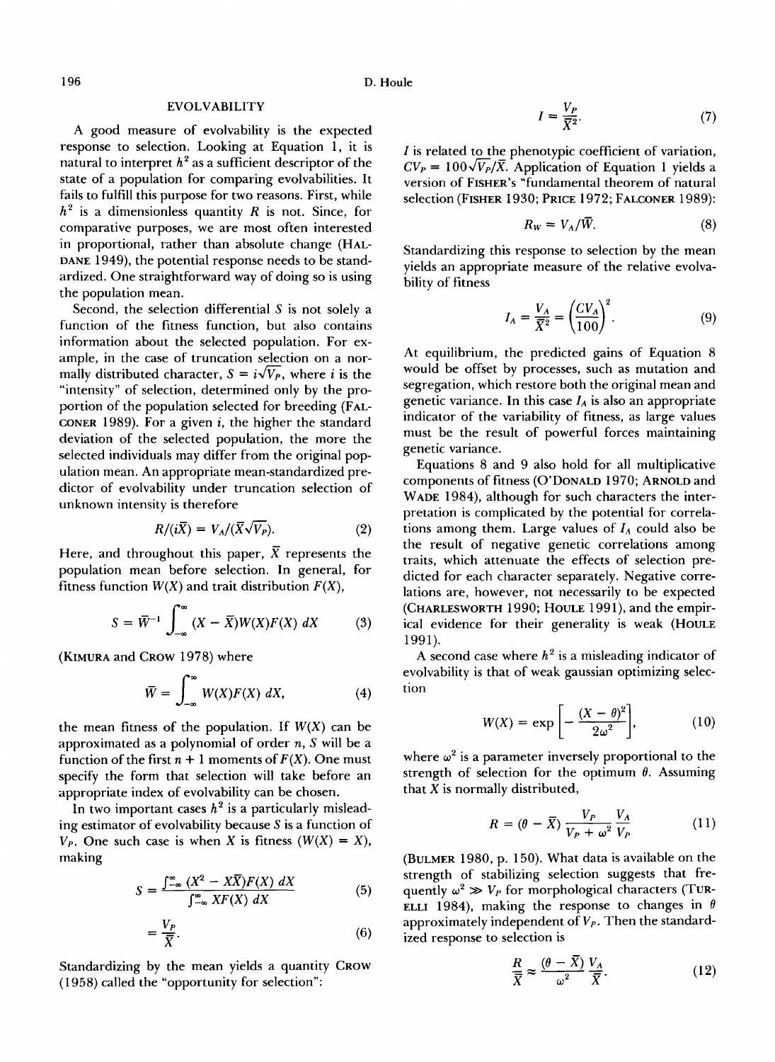## EVOLVABILITY

A good measure of evolvability is the expected response to selection. Looking at Equation 1, it is natural to interpret $h^2$ as a sufficient descriptor of the state of a population for comparing evolvabilities. It fails to fulfill this purpose for two reasons. First, while $h^2$ is a dimensionless quantity $R$ is not. Since, for comparative purposes, we are most often interested in proportional, rather than absolute change (HALDANE 1949), the potential response needs to be standardized. One straightforward way of doing so is using the population mean.

Second, the selection differential $S$ is not solely a function of the fitness function, but also contains information about the selected population. For example, in the case of truncation selection on a normally distributed character, $S = i\sqrt{V_P}$, where $i$ is the "intensity" of selection, determined only by the proportion of the population selected for breeding (FALCONER 1989). For a given $i$, the higher the standard deviation of the selected population, the more the selected individuals may differ from the original population mean. An appropriate mean-standardized predictor of evolvability under truncation selection of unknown intensity is therefore

$$R/(i\bar{X}) = V_A/(\bar{X}\sqrt{V_P}). \tag{2}$$

Here, and throughout this paper, $\bar{X}$ represents the population mean before selection. In general, for fitness function $W(X)$ and trait distribution $F(X)$,

$$S = \bar{W}^{-1} \int_{-\infty}^{\infty} (X - \bar{X}) W(X) F(X)\, dX \tag{3}$$

(KIMURA and CROW 1978) where

$$\bar{W} = \int_{-\infty}^{\infty} W(X) F(X)\, dX, \tag{4}$$

the mean fitness of the population. If $W(X)$ can be approximated as a polynomial of order $n$, $S$ will be a function of the first $n + 1$ moments of $F(X)$. One must specify the form that selection will take before an appropriate index of evolvability can be chosen.

In two important cases $h^2$ is a particularly misleading estimator of evolvability because $S$ is a function of $V_P$. One such case is when $X$ is fitness ($W(X) = X$), making

$$S = \frac{\int_{-\infty}^{\infty} (X^2 - X\bar{X}) F(X)\, dX}{\int_{-\infty}^{\infty} X F(X)\, dX} \tag{5}$$

$$= \frac{V_P}{\bar{X}}. \tag{6}$$

Standardizing by the mean yields a quantity CROW (1958) called the "opportunity for selection":

$$I = \frac{V_P}{\bar{X}^2}. \tag{7}$$

$I$ is related to the phenotypic coefficient of variation, $CV_P = 100\sqrt{V_P}/\bar{X}$. Application of Equation 1 yields a version of FISHER's "fundamental theorem of natural selection (FISHER 1930; PRICE 1972; FALCONER 1989):

$$R_W = V_A/\bar{W}. \tag{8}$$

Standardizing this response to selection by the mean yields an appropriate measure of the relative evolvability of fitness

$$I_A = \frac{V_A}{\bar{X}^2} = \left(\frac{CV_A}{100}\right)^2. \tag{9}$$

At equilibrium, the predicted gains of Equation 8 would be offset by processes, such as mutation and segregation, which restore both the original mean and genetic variance. In this case $I_A$ is also an appropriate indicator of the variability of fitness, as large values must be the result of powerful forces maintaining genetic variance.

Equations 8 and 9 also hold for all multiplicative components of fitness (O'DONALD 1970; ARNOLD and WADE 1984), although for such characters the interpretation is complicated by the potential for correlations among them. Large values of $I_A$ could also be the result of negative genetic correlations among traits, which attenuate the effects of selection predicted for each character separately. Negative correlations are, however, not necessarily to be expected (CHARLESWORTH 1990; HOULE 1991), and the empirical evidence for their generality is weak (HOULE 1991).

A second case where $h^2$ is a misleading indicator of evolvability is that of weak gaussian optimizing selection

$$W(X) = \exp\left[-\frac{(X - \theta)^2}{2\omega^2}\right], \tag{10}$$

where $\omega^2$ is a parameter inversely proportional to the strength of selection for the optimum $\theta$. Assuming that $X$ is normally distributed,

$$R = (\theta - \bar{X}) \frac{V_P}{V_P + \omega^2} \frac{V_A}{V_P} \tag{11}$$

(BULMER 1980, p. 150). What data is available on the strength of stabilizing selection suggests that frequently $\omega^2 \gg V_P$ for morphological characters (TURELLI 1984), making the response to changes in $\theta$ approximately independent of $V_P$. Then the standardized response to selection is

$$\frac{R}{\bar{X}} \approx \frac{(\theta - \bar{X})}{\omega^2} \frac{V_A}{\bar{X}}. \tag{12}$$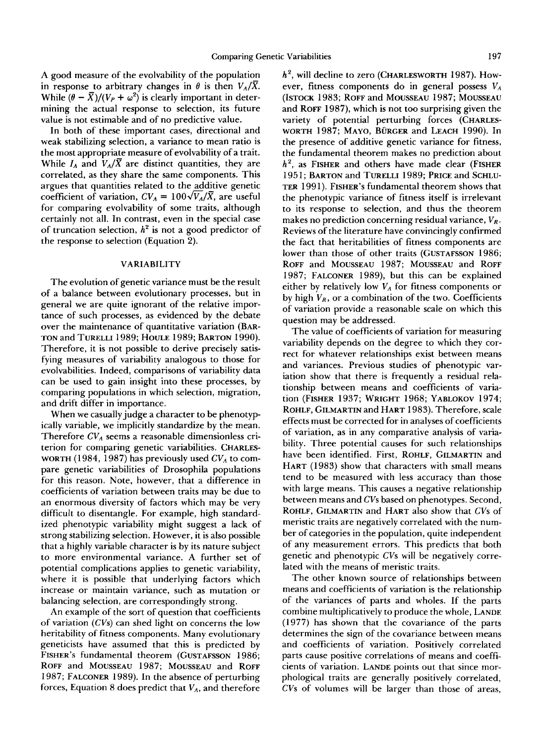A good measure of the evolvability of the population in response to arbitrary changes in $\theta$ is then $V_A/\bar{X}$. While $(\theta - \bar{X})/(V_P + \omega^2)$ is clearly important in determining the actual response to selection, its future value is not estimable and of no predictive value.

In both of these important cases, directional and weak stabilizing selection, a variance to mean ratio is the most appropriate measure of evolvability of a trait. While $I_A$ and $V_A/\bar{X}$ are distinct quantities, they are correlated, as they share the same components. This argues that quantities related to the additive genetic coefficient of variation, $CV_A = 100\sqrt{V_A}/\bar{X}$, are useful for comparing evolvability of some traits, although certainly not all. In contrast, even in the special case of truncation selection, $h^2$ is not a good predictor of the response to selection (Equation 2).

## VARIABILITY

The evolution of genetic variance must be the result of a balance between evolutionary processes, but in general we are quite ignorant of the relative importance of such processes, as evidenced by the debate over the maintenance of quantitative variation (BARTON and TURELLI 1989; HOULE 1989; BARTON 1990). Therefore, it is not possible to derive precisely satisfying measures of variability analogous to those for evolvabilities. Indeed, comparisons of variability data can be used to gain insight into these processes, by comparing populations in which selection, migration, and drift differ in importance.

When we casually judge a character to be phenotypically variable, we implicitly standardize by the mean. Therefore $CV_A$ seems a reasonable dimensionless criterion for comparing genetic variabilities. CHARLESWORTH (1984, 1987) has previously used $CV_A$ to compare genetic variabilities of Drosophila populations for this reason. Note, however, that a difference in coefficients of variation between traits may be due to an enormous diversity of factors which may be very difficult to disentangle. For example, high standardized phenotypic variability might suggest a lack of strong stabilizing selection. However, it is also possible that a highly variable character is by its nature subject to more environmental variance. A further set of potential complications applies to genetic variability, where it is possible that underlying factors which increase or maintain variance, such as mutation or balancing selection, are correspondingly strong.

An example of the sort of question that coefficients of variation (*CVs*) can shed light on concerns the low heritability of fitness components. Many evolutionary geneticists have assumed that this is predicted by FISHER's fundamental theorem (GUSTAFSSON 1986; ROFF and MOUSSEAU 1987; MOUSSEAU and ROFF 1987; FALCONER 1989). In the absence of perturbing forces, Equation 8 does predict that $V_A$, and therefore $h^2$, will decline to zero (CHARLESWORTH 1987). However, fitness components do in general possess $V_A$ (ISTOCK 1983; ROFF and MOUSSEAU 1987; MOUSSEAU and ROFF 1987), which is not too surprising given the variety of potential perturbing forces (CHARLESWORTH 1987; MAYO, BÜRGER and LEACH 1990). In the presence of additive genetic variance for fitness, the fundamental theorem makes no prediction about $h^2$, as FISHER and others have made clear (FISHER 1951; BARTON and TURELLI 1989; PRICE and SCHLUTER 1991). FISHER's fundamental theorem shows that the phenotypic variance of fitness itself is irrelevant to its response to selection, and thus the theorem makes no prediction concerning residual variance, $V_R$. Reviews of the literature have convincingly confirmed the fact that heritabilities of fitness components are lower than those of other traits (GUSTAFSSON 1986; ROFF and MOUSSEAU 1987; MOUSSEAU and ROFF 1987; FALCONER 1989), but this can be explained either by relatively low $V_A$ for fitness components or by high $V_R$, or a combination of the two. Coefficients of variation provide a reasonable scale on which this question may be addressed.

The value of coefficients of variation for measuring variability depends on the degree to which they correct for whatever relationships exist between means and variances. Previous studies of phenotypic variation show that there is frequently a residual relationship between means and coefficients of variation (FISHER 1937; WRIGHT 1968; YABLOKOV 1974; ROHLF, GILMARTIN and HART 1983). Therefore, scale effects must be corrected for in analyses of coefficients of variation, as in any comparative analysis of variability. Three potential causes for such relationships have been identified. First, ROHLF, GILMARTIN and HART (1983) show that characters with small means tend to be measured with less accuracy than those with large means. This causes a negative relationship between means and *CVs* based on phenotypes. Second, ROHLF, GILMARTIN and HART also show that *CVs* of meristic traits are negatively correlated with the number of categories in the population, quite independent of any measurement errors. This predicts that both genetic and phenotypic *CVs* will be negatively correlated with the means of meristic traits.

The other known source of relationships between means and coefficients of variation is the relationship of the variances of parts and wholes. If the parts combine multiplicatively to produce the whole, LANDE (1977) has shown that the covariance of the parts determines the sign of the covariance between means and coefficients of variation. Positively correlated parts cause positive correlations of means and coefficients of variation. LANDE points out that since morphological traits are generally positively correlated, *CVs* of volumes will be larger than those of areas,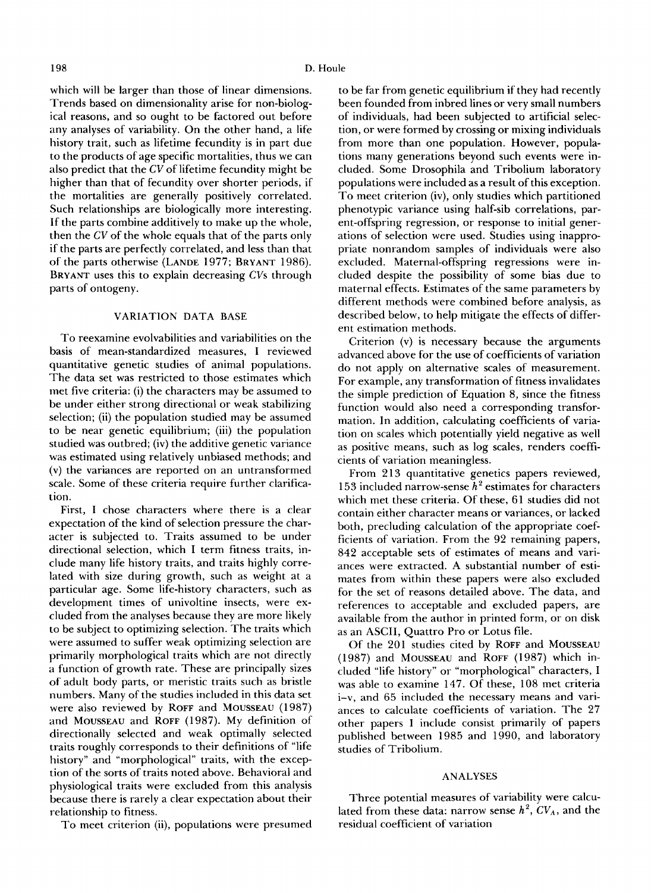which will be larger than those of linear dimensions. Trends based on dimensionality arise for non-biological reasons, and so ought to be factored out before any analyses of variability. On the other hand, a life history trait, such as lifetime fecundity is in part due to the products of age specific mortalities, thus we can also predict that the *CV* of lifetime fecundity might be higher than that of fecundity over shorter periods, if the mortalities are generally positively correlated. Such relationships are biologically more interesting. If the parts combine additively to make up the whole, then the *CV* of the whole equals that of the parts only if the parts are perfectly correlated, and less than that of the parts otherwise (LANDE 1977; BRYANT 1986). BRYANT uses this to explain decreasing *CV*s through parts of ontogeny.

## VARIATION DATA BASE

To reexamine evolvabilities and variabilities on the basis of mean-standardized measures, I reviewed quantitative genetic studies of animal populations. The data set was restricted to those estimates which met five criteria: (i) the characters may be assumed to be under either strong directional or weak stabilizing selection; (ii) the population studied may be assumed to be near genetic equilibrium; (iii) the population studied was outbred; (iv) the additive genetic variance was estimated using relatively unbiased methods; and (v) the variances are reported on an untransformed scale. Some of these criteria require further clarification.

First, I chose characters where there is a clear expectation of the kind of selection pressure the character is subjected to. Traits assumed to be under directional selection, which I term fitness traits, include many life history traits, and traits highly correlated with size during growth, such as weight at a particular age. Some life-history characters, such as development times of univoltine insects, were excluded from the analyses because they are more likely to be subject to optimizing selection. The traits which were assumed to suffer weak optimizing selection are primarily morphological traits which are not directly a function of growth rate. These are principally sizes of adult body parts, or meristic traits such as bristle numbers. Many of the studies included in this data set were also reviewed by ROFF and MOUSSEAU (1987) and MOUSSEAU and ROFF (1987). My definition of directionally selected and weak optimally selected traits roughly corresponds to their definitions of "life history" and "morphological" traits, with the exception of the sorts of traits noted above. Behavioral and physiological traits were excluded from this analysis because there is rarely a clear expectation about their relationship to fitness.

To meet criterion (ii), populations were presumed to be far from genetic equilibrium if they had recently been founded from inbred lines or very small numbers of individuals, had been subjected to artificial selection, or were formed by crossing or mixing individuals from more than one population. However, populations many generations beyond such events were included. Some Drosophila and Tribolium laboratory populations were included as a result of this exception. To meet criterion (iv), only studies which partitioned phenotypic variance using half-sib correlations, parent-offspring regression, or response to initial generations of selection were used. Studies using inappropriate nonrandom samples of individuals were also excluded. Maternal-offspring regressions were included despite the possibility of some bias due to maternal effects. Estimates of the same parameters by different methods were combined before analysis, as described below, to help mitigate the effects of different estimation methods.

Criterion (v) is necessary because the arguments advanced above for the use of coefficients of variation do not apply on alternative scales of measurement. For example, any transformation of fitness invalidates the simple prediction of Equation 8, since the fitness function would also need a corresponding transformation. In addition, calculating coefficients of variation on scales which potentially yield negative as well as positive means, such as log scales, renders coefficients of variation meaningless.

From 213 quantitative genetics papers reviewed, 153 included narrow-sense $h^2$ estimates for characters which met these criteria. Of these, 61 studies did not contain either character means or variances, or lacked both, precluding calculation of the appropriate coefficients of variation. From the 92 remaining papers, 842 acceptable sets of estimates of means and variances were extracted. A substantial number of estimates from within these papers were also excluded for the set of reasons detailed above. The data, and references to acceptable and excluded papers, are available from the author in printed form, or on disk as an ASCII, Quattro Pro or Lotus file.

Of the 201 studies cited by ROFF and MOUSSEAU (1987) and MOUSSEAU and ROFF (1987) which included "life history" or "morphological" characters, I was able to examine 147. Of these, 108 met criteria i–v, and 65 included the necessary means and variances to calculate coefficients of variation. The 27 other papers I include consist primarily of papers published between 1985 and 1990, and laboratory studies of Tribolium.

## ANALYSES

Three potential measures of variability were calculated from these data: narrow sense $h^2$, $CV_A$, and the residual coefficient of variation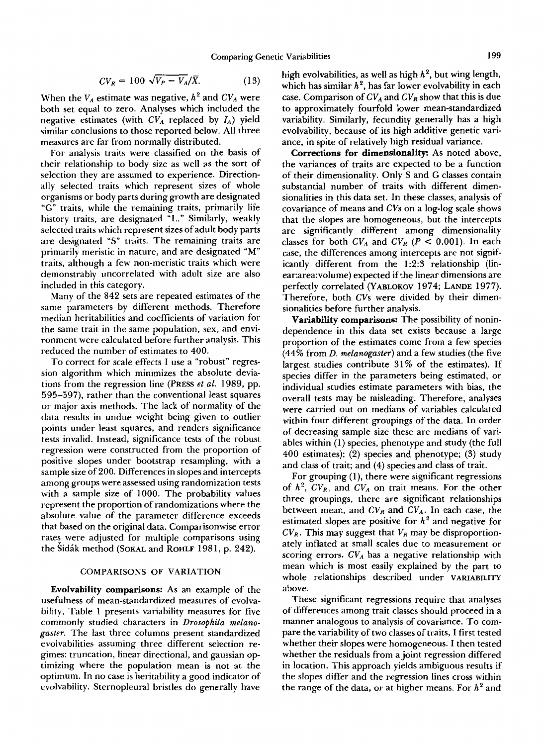$$CV_R = 100\ \sqrt{V_P - V_A}/\bar{X}. \qquad (13)$$

When the $V_A$ estimate was negative, $h^2$ and $CV_A$ were both set equal to zero. Analyses which included the negative estimates (with $CV_A$ replaced by $I_A$) yield similar conclusions to those reported below. All three measures are far from normally distributed.

For analysis traits were classified on the basis of their relationship to body size as well as the sort of selection they are assumed to experience. Directionally selected traits which represent sizes of whole organisms or body parts during growth are designated "G" traits, while the remaining traits, primarily life history traits, are designated "L." Similarly, weakly selected traits which represent sizes of adult body parts are designated "S" traits. The remaining traits are primarily meristic in nature, and are designated "M" traits, although a few non-meristic traits which were demonstrably uncorrelated with adult size are also included in this category.

Many of the 842 sets are repeated estimates of the same parameters by different methods. Therefore median heritabilities and coefficients of variation for the same trait in the same population, sex, and environment were calculated before further analysis. This reduced the number of estimates to 400.

To correct for scale effects I use a "robust" regression algorithm which minimizes the absolute deviations from the regression line (PRESS *et al.* 1989, pp. 595–597), rather than the conventional least squares or major axis methods. The lack of normality of the data results in undue weight being given to outlier points under least squares, and renders significance tests invalid. Instead, significance tests of the robust regression were constructed from the proportion of positive slopes under bootstrap resampling, with a sample size of 200. Differences in slopes and intercepts among groups were assessed using randomization tests with a sample size of 1000. The probability values represent the proportion of randomizations where the absolute value of the parameter difference exceeds that based on the original data. Comparisonwise error rates were adjusted for multiple comparisons using the Šidák method (SOKAL and ROHLF 1981, p. 242).

## COMPARISONS OF VARIATION

**Evolvability comparisons:** As an example of the usefulness of mean-standardized measures of evolvability, Table 1 presents variability measures for five commonly studied characters in *Drosophila melanogaster*. The last three columns present standardized evolvabilities assuming three different selection regimes: truncation, linear directional, and gaussian optimizing where the population mean is not at the optimum. In no case is heritability a good indicator of evolvability. Sternopleural bristles do generally have high evolvabilities, as well as high $h^2$, but wing length, which has similar $h^2$, has far lower evolvability in each case. Comparison of $CV_A$ and $CV_R$ show that this is due to approximately fourfold lower mean-standardized variability. Similarly, fecundity generally has a high evolvability, because of its high additive genetic variance, in spite of relatively high residual variance.

**Corrections for dimensionality:** As noted above, the variances of traits are expected to be a function of their dimensionality. Only S and G classes contain substantial number of traits with different dimensionalities in this data set. In these classes, analysis of covariance of means and CVs on a log-log scale shows that the slopes are homogeneous, but the intercepts are significantly different among dimensionality classes for both $CV_A$ and $CV_R$ ($P < 0.001$). In each case, the differences among intercepts are not significantly different from the 1:2:3 relationship (linear:area:volume) expected if the linear dimensions are perfectly correlated (YABLOKOV 1974; LANDE 1977). Therefore, both CVs were divided by their dimensionalities before further analysis.

**Variability comparisons:** The possibility of nonindependence in this data set exists because a large proportion of the estimates come from a few species (44% from *D. melanogaster*) and a few studies (the five largest studies contribute 31% of the estimates). If species differ in the parameters being estimated, or individual studies estimate parameters with bias, the overall tests may be misleading. Therefore, analyses were carried out on medians of variables calculated within four different groupings of the data. In order of decreasing sample size these are medians of variables within (1) species, phenotype and study (the full 400 estimates); (2) species and phenotype; (3) study and class of trait; and (4) species and class of trait.

For grouping (1), there were significant regressions of $h^2$, $CV_R$, and $CV_A$ on trait means. For the other three groupings, there are significant relationships between mean, and $CV_R$ and $CV_A$. In each case, the estimated slopes are positive for $h^2$ and negative for $CV_R$. This may suggest that $V_R$ may be disproportionately inflated at small scales due to measurement or scoring errors. $CV_A$ has a negative relationship with mean which is most easily explained by the part to whole relationships described under VARIABILITY above.

These significant regressions require that analyses of differences among trait classes should proceed in a manner analogous to analysis of covariance. To compare the variability of two classes of traits, I first tested whether their slopes were homogeneous. I then tested whether the residuals from a joint regression differed in location. This approach yields ambiguous results if the slopes differ and the regression lines cross within the range of the data, or at higher means. For $h^2$ and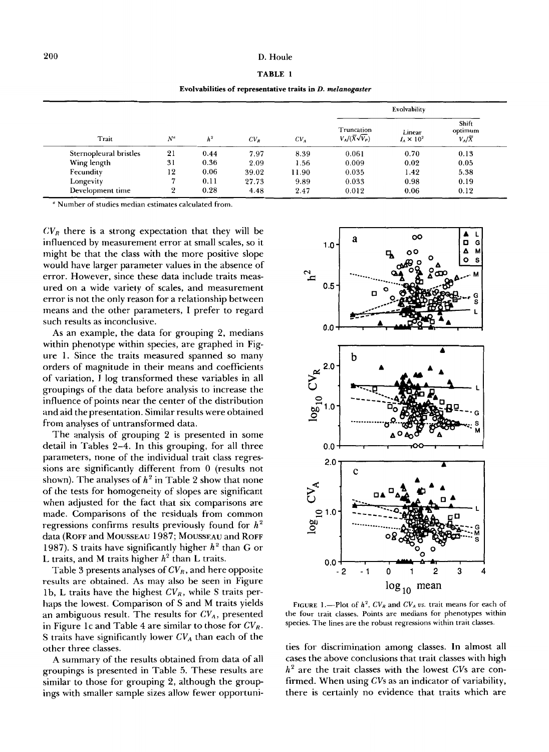**TABLE 1**

**Evolvabilities of representative traits in *D. melanogaster***

| Trait | $N^a$ | $h^2$ | $CV_R$ | $CV_A$ | Evolvability | | |
|---|---|---|---|---|---|---|---|
| | | | | | Truncation $V_A/(\bar{X}\sqrt{V_P})$ | Linear $I_A \times 10^2$ | Shift optimum $V_A/\bar{X}$ |
| Sternopleural bristles | 21 | 0.44 | 7.97 | 8.39 | 0.061 | 0.70 | 0.13 |
| Wing length | 31 | 0.36 | 2.09 | 1.56 | 0.009 | 0.02 | 0.05 |
| Fecundity | 12 | 0.06 | 39.02 | 11.90 | 0.035 | 1.42 | 5.38 |
| Longevity | 7 | 0.11 | 27.73 | 9.89 | 0.033 | 0.98 | 0.19 |
| Development time | 2 | 0.28 | 4.48 | 2.47 | 0.012 | 0.06 | 0.12 |

[a] Number of studies median estimates calculated from.

$CV_R$ there is a strong expectation that they will be influenced by measurement error at small scales, so it might be that the class with the more positive slope would have larger parameter values in the absence of error. However, since these data include traits measured on a wide variety of scales, and measurement error is not the only reason for a relationship between means and the other parameters, I prefer to regard such results as inconclusive.

As an example, the data for grouping 2, medians within phenotype within species, are graphed in Figure 1. Since the traits measured spanned so many orders of magnitude in their means and coefficients of variation, I log transformed these variables in all groupings of the data before analysis to increase the influence of points near the center of the distribution and aid the presentation. Similar results were obtained from analyses of untransformed data.

The analysis of grouping 2 is presented in some detail in Tables 2–4. In this grouping, for all three parameters, none of the individual trait class regressions are significantly different from 0 (results not shown). The analyses of $h^2$ in Table 2 show that none of the tests for homogeneity of slopes are significant when adjusted for the fact that six comparisons are made. Comparisons of the residuals from common regressions confirms results previously found for $h^2$ data (Roff and Mousseau 1987; Mousseau and Roff 1987). S traits have significantly higher $h^2$ than G or L traits, and M traits higher $h^2$ than L traits.

Table 3 presents analyses of $CV_R$, and here opposite results are obtained. As may also be seen in Figure 1b, L traits have the highest $CV_R$, while S traits perhaps the lowest. Comparison of S and M traits yields an ambiguous result. The results for $CV_A$, presented in Figure 1c and Table 4 are similar to those for $CV_R$. S traits have significantly lower $CV_A$ than each of the other three classes.

A summary of the results obtained from data of all groupings is presented in Table 5. These results are similar to those for grouping 2, although the groupings with smaller sample sizes allow fewer opportunities for discrimination among classes. In almost all cases the above conclusions that trait classes with high $h^2$ are the trait classes with the lowest CVs are confirmed. When using CVs as an indicator of variability, there is certainly no evidence that traits which are

FIGURE 1.—Plot of $h^2$, $CV_R$ and $CV_A$ *vs.* trait means for each of the four trait classes. Points are medians for phenotypes within species. The lines are the robust regressions within trait classes.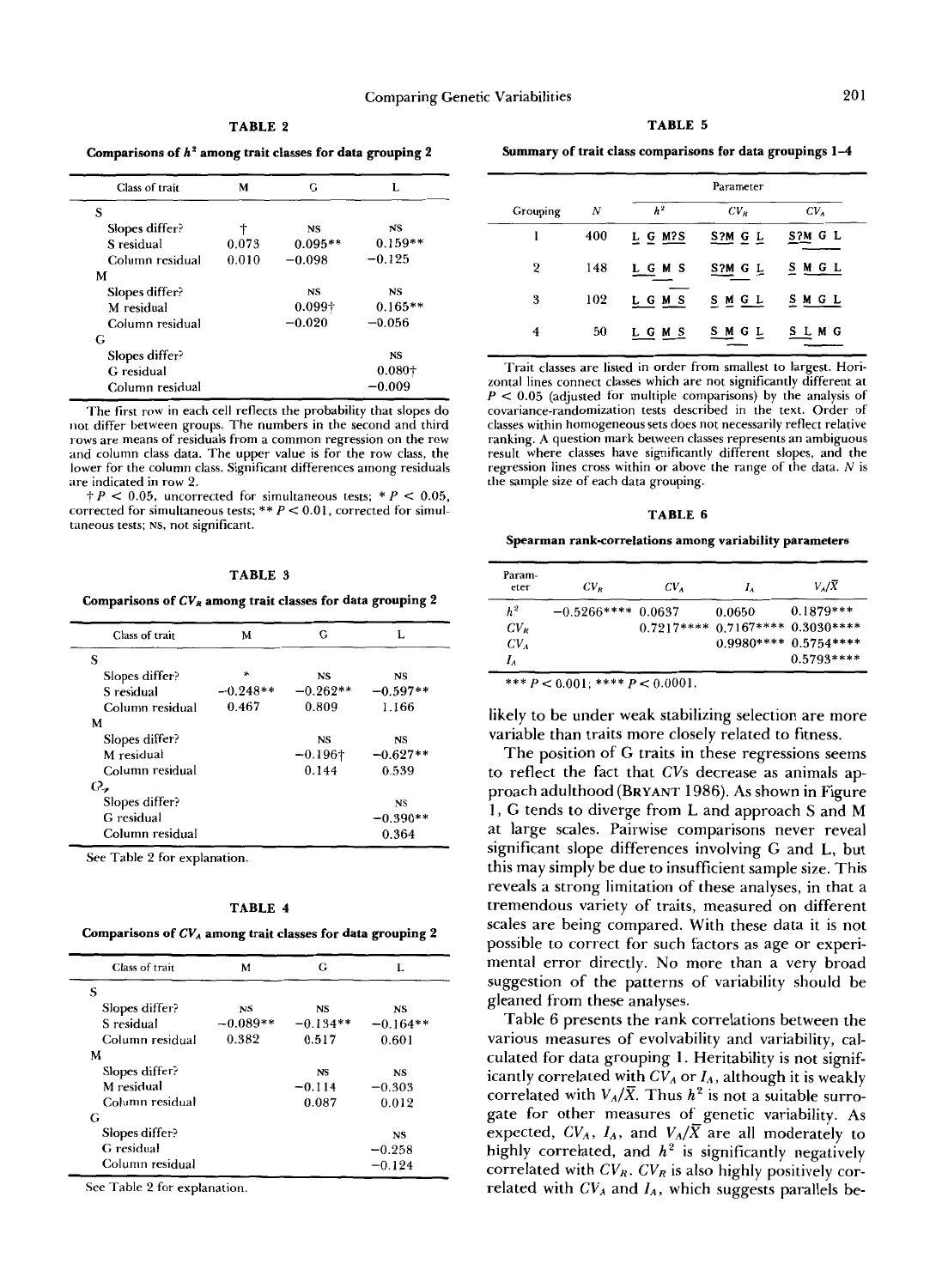**TABLE 2**

**Comparisons of $h^2$ among trait classes for data grouping 2**

| Class of trait | M | G | L |
|---|---|---|---|
| S | | | |
| Slopes differ? | † | NS | NS |
| S residual | 0.073 | 0.095** | 0.159** |
| Column residual | 0.010 | −0.098 | −0.125 |
| M | | | |
| Slopes differ? | | NS | NS |
| M residual | | 0.099† | 0.165** |
| Column residual | | −0.020 | −0.056 |
| G | | | |
| Slopes differ? | | | NS |
| G residual | | | 0.080† |
| Column residual | | | −0.009 |

The first row in each cell reflects the probability that slopes do not differ between groups. The numbers in the second and third rows are means of residuals from a common regression on the row and column class data. The upper value is for the row class, the lower for the column class. Significant differences among residuals are indicated in row 2.

† $P < 0.05$, uncorrected for simultaneous tests; * $P < 0.05$, corrected for simultaneous tests; ** $P < 0.01$, corrected for simultaneous tests; NS, not significant.

**TABLE 3**

**Comparisons of $CV_R$ among trait classes for data grouping 2**

| Class of trait | M | G | L |
|---|---|---|---|
| S | | | |
| Slopes differ? | * | NS | NS |
| S residual | −0.248** | −0.262** | −0.597** |
| Column residual | 0.467 | 0.809 | 1.166 |
| M | | | |
| Slopes differ? | | NS | NS |
| M residual | | −0.196† | −0.627** |
| Column residual | | 0.144 | 0.539 |
| G | | | |
| Slopes differ? | | | NS |
| G residual | | | −0.390** |
| Column residual | | | 0.364 |

See Table 2 for explanation.

**TABLE 4**

**Comparisons of $CV_A$ among trait classes for data grouping 2**

| Class of trait | M | G | L |
|---|---|---|---|
| S | | | |
| Slopes differ? | NS | NS | NS |
| S residual | −0.089** | −0.134** | −0.164** |
| Column residual | 0.382 | 0.517 | 0.601 |
| M | | | |
| Slopes differ? | | NS | NS |
| M residual | | −0.114 | −0.303 |
| Column residual | | 0.087 | 0.012 |
| G | | | |
| Slopes differ? | | | NS |
| G residual | | | −0.258 |
| Column residual | | | −0.124 |

See Table 2 for explanation.

**TABLE 5**

**Summary of trait class comparisons for data groupings 1–4**

| Grouping | N | $h^2$ | $CV_R$ | $CV_A$ |
|---|---|---|---|---|
| 1 | 400 | L G M?S | S?M G L | S?M G L |
| 2 | 148 | L G M S | S?M G L | S M G L |
| 3 | 102 | L G M S | S M G L | S M G L |
| 4 | 50 | L G M S | S M G L | S L M G |

Trait classes are listed in order from smallest to largest. Horizontal lines connect classes which are not significantly different at $P < 0.05$ (adjusted for multiple comparisons) by the analysis of covariance-randomization tests described in the text. Order of classes within homogeneous sets does not necessarily reflect relative ranking. A question mark between classes represents an ambiguous result where classes have significantly different slopes, and the regression lines cross within or above the range of the data. N is the sample size of each data grouping.

**TABLE 6**

**Spearman rank-correlations among variability parameters**

| Parameter | $CV_R$ | $CV_A$ | $I_A$ | $V_A/\bar{X}$ |
|---|---|---|---|---|
| $h^2$ | −0.5266**** | 0.0637 | 0.0650 | 0.1879*** |
| $CV_R$ | | 0.7217**** | 0.7167**** | 0.3030**** |
| $CV_A$ | | | 0.9980**** | 0.5754**** |
| $I_A$ | | | | 0.5793**** |

*** $P < 0.001$; **** $P < 0.0001$.

likely to be under weak stabilizing selection are more variable than traits more closely related to fitness.

The position of G traits in these regressions seems to reflect the fact that CVs decrease as animals approach adulthood (Bryant 1986). As shown in Figure 1, G tends to diverge from L and approach S and M at large scales. Pairwise comparisons never reveal significant slope differences involving G and L, but this may simply be due to insufficient sample size. This reveals a strong limitation of these analyses, in that a tremendous variety of traits, measured on different scales are being compared. With these data it is not possible to correct for such factors as age or experimental error directly. No more than a very broad suggestion of the patterns of variability should be gleaned from these analyses.

Table 6 presents the rank correlations between the various measures of evolvability and variability, calculated for data grouping 1. Heritability is not significantly correlated with $CV_A$ or $I_A$, although it is weakly correlated with $V_A/\bar{X}$. Thus $h^2$ is not a suitable surrogate for other measures of genetic variability. As expected, $CV_A$, $I_A$, and $V_A/\bar{X}$ are all moderately to highly correlated, and $h^2$ is significantly negatively correlated with $CV_R$. $CV_R$ is also highly positively correlated with $CV_A$ and $I_A$, which suggests parallels be-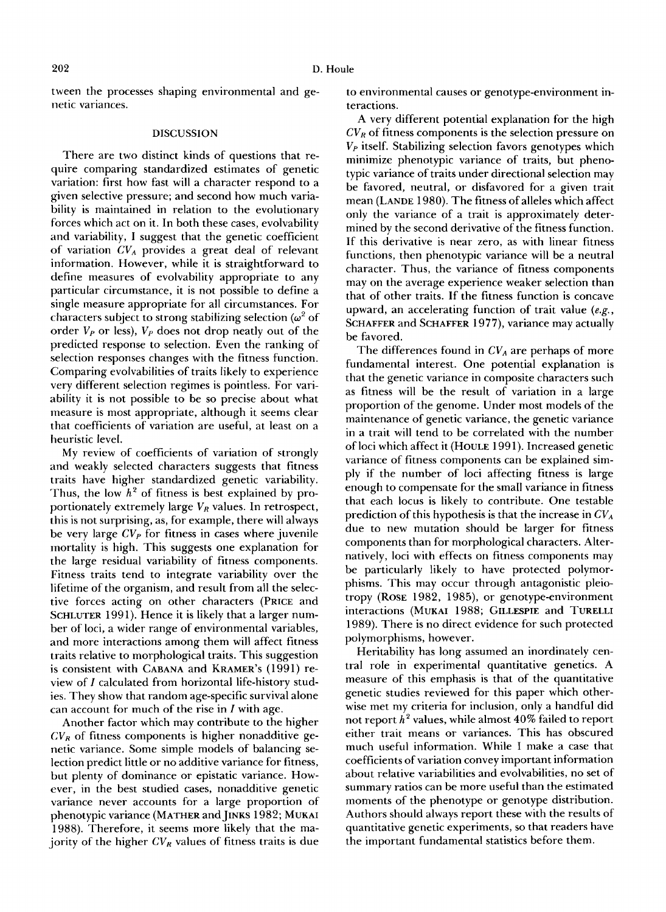tween the processes shaping environmental and genetic variances.

## DISCUSSION

There are two distinct kinds of questions that require comparing standardized estimates of genetic variation: first how fast will a character respond to a given selective pressure; and second how much variability is maintained in relation to the evolutionary forces which act on it. In both these cases, evolvability and variability, I suggest that the genetic coefficient of variation $CV_A$ provides a great deal of relevant information. However, while it is straightforward to define measures of evolvability appropriate to any particular circumstance, it is not possible to define a single measure appropriate for all circumstances. For characters subject to strong stabilizing selection ($\omega^2$ of order $V_P$ or less), $V_P$ does not drop neatly out of the predicted response to selection. Even the ranking of selection responses changes with the fitness function. Comparing evolvabilities of traits likely to experience very different selection regimes is pointless. For variability it is not possible to be so precise about what measure is most appropriate, although it seems clear that coefficients of variation are useful, at least on a heuristic level.

My review of coefficients of variation of strongly and weakly selected characters suggests that fitness traits have higher standardized genetic variability. Thus, the low $h^2$ of fitness is best explained by proportionately extremely large $V_R$ values. In retrospect, this is not surprising, as, for example, there will always be very large $CV_P$ for fitness in cases where juvenile mortality is high. This suggests one explanation for the large residual variability of fitness components. Fitness traits tend to integrate variability over the lifetime of the organism, and result from all the selective forces acting on other characters (PRICE and SCHLUTER 1991). Hence it is likely that a larger number of loci, a wider range of environmental variables, and more interactions among them will affect fitness traits relative to morphological traits. This suggestion is consistent with CABANA and KRAMER's (1991) review of $I$ calculated from horizontal life-history studies. They show that random age-specific survival alone can account for much of the rise in $I$ with age.

Another factor which may contribute to the higher $CV_R$ of fitness components is higher nonadditive genetic variance. Some simple models of balancing selection predict little or no additive variance for fitness, but plenty of dominance or epistatic variance. However, in the best studied cases, nonadditive genetic variance never accounts for a large proportion of phenotypic variance (MATHER and JINKS 1982; MUKAI 1988). Therefore, it seems more likely that the majority of the higher $CV_R$ values of fitness traits is due to environmental causes or genotype-environment interactions.

A very different potential explanation for the high $CV_R$ of fitness components is the selection pressure on $V_P$ itself. Stabilizing selection favors genotypes which minimize phenotypic variance of traits, but phenotypic variance of traits under directional selection may be favored, neutral, or disfavored for a given trait mean (LANDE 1980). The fitness of alleles which affect only the variance of a trait is approximately determined by the second derivative of the fitness function. If this derivative is near zero, as with linear fitness functions, then phenotypic variance will be a neutral character. Thus, the variance of fitness components may on the average experience weaker selection than that of other traits. If the fitness function is concave upward, an accelerating function of trait value (*e.g.*, SCHAFFER and SCHAFFER 1977), variance may actually be favored.

The differences found in $CV_A$ are perhaps of more fundamental interest. One potential explanation is that the genetic variance in composite characters such as fitness will be the result of variation in a large proportion of the genome. Under most models of the maintenance of genetic variance, the genetic variance in a trait will tend to be correlated with the number of loci which affect it (HOULE 1991). Increased genetic variance of fitness components can be explained simply if the number of loci affecting fitness is large enough to compensate for the small variance in fitness that each locus is likely to contribute. One testable prediction of this hypothesis is that the increase in $CV_A$ due to new mutation should be larger for fitness components than for morphological characters. Alternatively, loci with effects on fitness components may be particularly likely to have protected polymorphisms. This may occur through antagonistic pleiotropy (ROSE 1982, 1985), or genotype-environment interactions (MUKAI 1988; GILLESPIE and TURELLI 1989). There is no direct evidence for such protected polymorphisms, however.

Heritability has long assumed an inordinately central role in experimental quantitative genetics. A measure of this emphasis is that of the quantitative genetic studies reviewed for this paper which otherwise met my criteria for inclusion, only a handful did not report $h^2$ values, while almost 40% failed to report either trait means or variances. This has obscured much useful information. While I make a case that coefficients of variation convey important information about relative variabilities and evolvabilities, no set of summary ratios can be more useful than the estimated moments of the phenotype or genotype distribution. Authors should always report these with the results of quantitative genetic experiments, so that readers have the important fundamental statistics before them.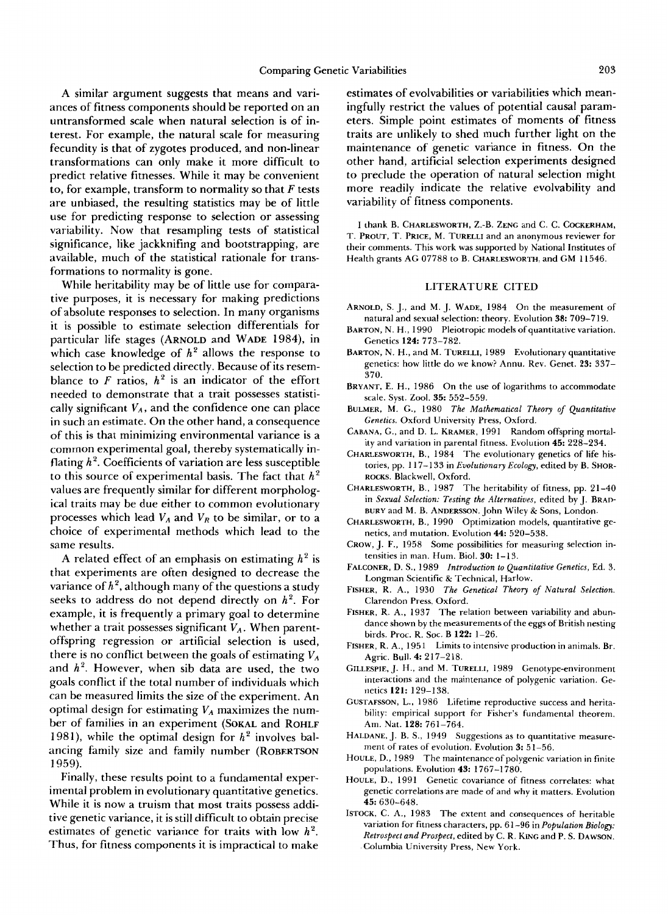A similar argument suggests that means and variances of fitness components should be reported on an untransformed scale when natural selection is of interest. For example, the natural scale for measuring fecundity is that of zygotes produced, and non-linear transformations can only make it more difficult to predict relative fitnesses. While it may be convenient to, for example, transform to normality so that $F$ tests are unbiased, the resulting statistics may be of little use for predicting response to selection or assessing variability. Now that resampling tests of statistical significance, like jackknifing and bootstrapping, are available, much of the statistical rationale for transformations to normality is gone.

While heritability may be of little use for comparative purposes, it is necessary for making predictions of absolute responses to selection. In many organisms it is possible to estimate selection differentials for particular life stages (ARNOLD and WADE 1984), in which case knowledge of $h^2$ allows the response to selection to be predicted directly. Because of its resemblance to $F$ ratios, $h^2$ is an indicator of the effort needed to demonstrate that a trait possesses statistically significant $V_A$, and the confidence one can place in such an estimate. On the other hand, a consequence of this is that minimizing environmental variance is a common experimental goal, thereby systematically inflating $h^2$. Coefficients of variation are less susceptible to this source of experimental basis. The fact that $h^2$ values are frequently similar for different morphological traits may be due either to common evolutionary processes which lead $V_A$ and $V_R$ to be similar, or to a choice of experimental methods which lead to the same results.

A related effect of an emphasis on estimating $h^2$ is that experiments are often designed to decrease the variance of $h^2$, although many of the questions a study seeks to address do not depend directly on $h^2$. For example, it is frequently a primary goal to determine whether a trait possesses significant $V_A$. When parent-offspring regression or artificial selection is used, there is no conflict between the goals of estimating $V_A$ and $h^2$. However, when sib data are used, the two goals conflict if the total number of individuals which can be measured limits the size of the experiment. An optimal design for estimating $V_A$ maximizes the number of families in an experiment (SOKAL and ROHLF 1981), while the optimal design for $h^2$ involves balancing family size and family number (ROBERTSON 1959).

Finally, these results point to a fundamental experimental problem in evolutionary quantitative genetics. While it is now a truism that most traits possess additive genetic variance, it is still difficult to obtain precise estimates of genetic variance for traits with low $h^2$. Thus, for fitness components it is impractical to make estimates of evolvabilities or variabilities which meaningfully restrict the values of potential causal parameters. Simple point estimates of moments of fitness traits are unlikely to shed much further light on the maintenance of genetic variance in fitness. On the other hand, artificial selection experiments designed to preclude the operation of natural selection might more readily indicate the relative evolvability and variability of fitness components.

I thank B. CHARLESWORTH, Z.-B. ZENG and C. C. COCKERHAM, T. PROUT, T. PRICE, M. TURELLI and an anonymous reviewer for their comments. This work was supported by National Institutes of Health grants AG 07788 to B. CHARLESWORTH, and GM 11546.

## LITERATURE CITED

ARNOLD, S. J., and M. J. WADE, 1984 On the measurement of natural and sexual selection: theory. Evolution **38:** 709–719.

BARTON, N. H., 1990 Pleiotropic models of quantitative variation. Genetics **124:** 773–782.

BARTON, N. H., and M. TURELLI, 1989 Evolutionary quantitative genetics: how little do we know? Annu. Rev. Genet. **23:** 337–370.

BRYANT, E. H., 1986 On the use of logarithms to accommodate scale. Syst. Zool. **35:** 552–559.

BULMER, M. G., 1980 *The Mathematical Theory of Quantitative Genetics*. Oxford University Press, Oxford.

CABANA, G., and D. L. KRAMER, 1991 Random offspring mortality and variation in parental fitness. Evolution **45:** 228–234.

CHARLESWORTH, B., 1984 The evolutionary genetics of life histories, pp. 117–133 in *Evolutionary Ecology*, edited by B. SHORROCKS. Blackwell, Oxford.

CHARLESWORTH, B., 1987 The heritability of fitness, pp. 21–40 in *Sexual Selection: Testing the Alternatives*, edited by J. BRADBURY and M. B. ANDERSSON. John Wiley & Sons, London.

CHARLESWORTH, B., 1990 Optimization models, quantitative genetics, and mutation. Evolution **44:** 520–538.

CROW, J. F., 1958 Some possibilities for measuring selection intensities in man. Hum. Biol. **30:** 1–13.

FALCONER, D. S., 1989 *Introduction to Quantitative Genetics*, Ed. 3. Longman Scientific & Technical, Harlow.

FISHER, R. A., 1930 *The Genetical Theory of Natural Selection*. Clarendon Press, Oxford.

FISHER, R. A., 1937 The relation between variability and abundance shown by the measurements of the eggs of British nesting birds. Proc. R. Soc. B **122:** 1–26.

FISHER, R. A., 1951 Limits to intensive production in animals. Br. Agric. Bull. **4:** 217–218.

GILLESPIE, J. H., and M. TURELLI, 1989 Genotype-environment interactions and the maintenance of polygenic variation. Genetics **121:** 129–138.

GUSTAFSSON, L., 1986 Lifetime reproductive success and heritability: empirical support for Fisher's fundamental theorem. Am. Nat. **128:** 761–764.

HALDANE, J. B. S., 1949 Suggestions as to quantitative measurement of rates of evolution. Evolution **3:** 51–56.

HOULE, D., 1989 The maintenance of polygenic variation in finite populations. Evolution **43:** 1767–1780.

HOULE, D., 1991 Genetic covariance of fitness correlates: what genetic correlations are made of and why it matters. Evolution **45:** 630–648.

ISTOCK, C. A., 1983 The extent and consequences of heritable variation for fitness characters, pp. 61–96 in *Population Biology: Retrospect and Prospect*, edited by C. R. KING and P. S. DAWSON. Columbia University Press, New York.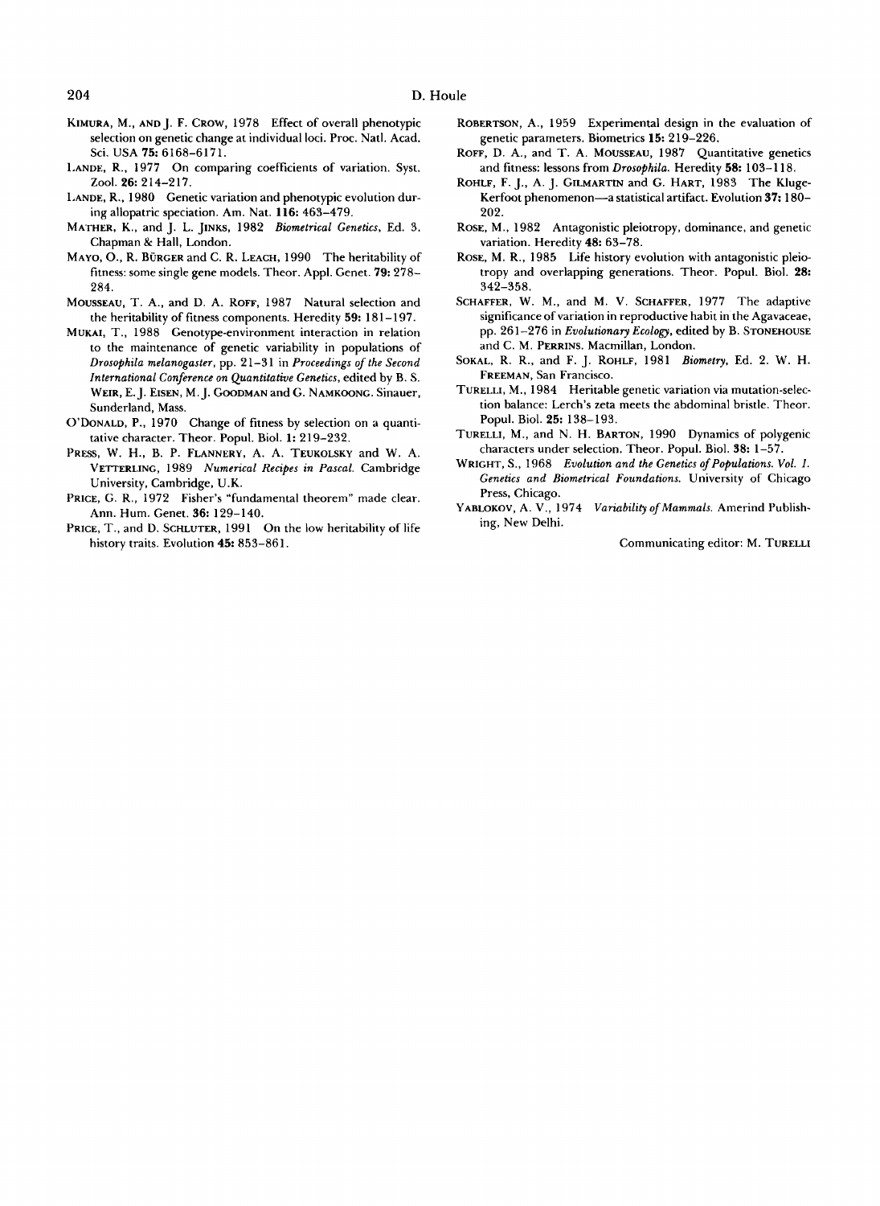KIMURA, M., AND J. F. CROW, 1978 Effect of overall phenotypic selection on genetic change at individual loci. Proc. Natl. Acad. Sci. USA **75:** 6168–6171.

LANDE, R., 1977 On comparing coefficients of variation. Syst. Zool. **26:** 214–217.

LANDE, R., 1980 Genetic variation and phenotypic evolution during allopatric speciation. Am. Nat. **116:** 463–479.

MATHER, K., and J. L. JINKS, 1982 *Biometrical Genetics*, Ed. 3. Chapman & Hall, London.

MAYO, O., R. BÜRGER and C. R. LEACH, 1990 The heritability of fitness: some single gene models. Theor. Appl. Genet. **79:** 278–284.

MOUSSEAU, T. A., and D. A. ROFF, 1987 Natural selection and the heritability of fitness components. Heredity **59:** 181–197.

MUKAI, T., 1988 Genotype-environment interaction in relation to the maintenance of genetic variability in populations of *Drosophila melanogaster*, pp. 21–31 in *Proceedings of the Second International Conference on Quantitative Genetics*, edited by B. S. WEIR, E. J. EISEN, M. J. GOODMAN and G. NAMKOONG. Sinauer, Sunderland, Mass.

O'DONALD, P., 1970 Change of fitness by selection on a quantitative character. Theor. Popul. Biol. **1:** 219–232.

PRESS, W. H., B. P. FLANNERY, A. A. TEUKOLSKY and W. A. VETTERLING, 1989 *Numerical Recipes in Pascal.* Cambridge University, Cambridge, U.K.

PRICE, G. R., 1972 Fisher's "fundamental theorem" made clear. Ann. Hum. Genet. **36:** 129–140.

PRICE, T., and D. SCHLUTER, 1991 On the low heritability of life history traits. Evolution **45:** 853–861.

ROBERTSON, A., 1959 Experimental design in the evaluation of genetic parameters. Biometrics **15:** 219–226.

ROFF, D. A., and T. A. MOUSSEAU, 1987 Quantitative genetics and fitness: lessons from *Drosophila*. Heredity **58:** 103–118.

ROHLF, F. J., A. J. GILMARTIN and G. HART, 1983 The Kluge-Kerfoot phenomenon—a statistical artifact. Evolution **37:** 180–202.

ROSE, M., 1982 Antagonistic pleiotropy, dominance, and genetic variation. Heredity **48:** 63–78.

ROSE, M. R., 1985 Life history evolution with antagonistic pleiotropy and overlapping generations. Theor. Popul. Biol. **28:** 342–358.

SCHAFFER, W. M., and M. V. SCHAFFER, 1977 The adaptive significance of variation in reproductive habit in the Agavaceae, pp. 261–276 in *Evolutionary Ecology*, edited by B. STONEHOUSE and C. M. PERRINS. Macmillan, London.

SOKAL, R. R., and F. J. ROHLF, 1981 *Biometry*, Ed. 2. W. H. FREEMAN, San Francisco.

TURELLI, M., 1984 Heritable genetic variation via mutation-selection balance: Lerch's zeta meets the abdominal bristle. Theor. Popul. Biol. **25:** 138–193.

TURELLI, M., and N. H. BARTON, 1990 Dynamics of polygenic characters under selection. Theor. Popul. Biol. **38:** 1–57.

WRIGHT, S., 1968 *Evolution and the Genetics of Populations. Vol. 1. Genetics and Biometrical Foundations.* University of Chicago Press, Chicago.

YABLOKOV, A. V., 1974 *Variability of Mammals.* Amerind Publishing, New Delhi.

Communicating editor: M. TURELLI